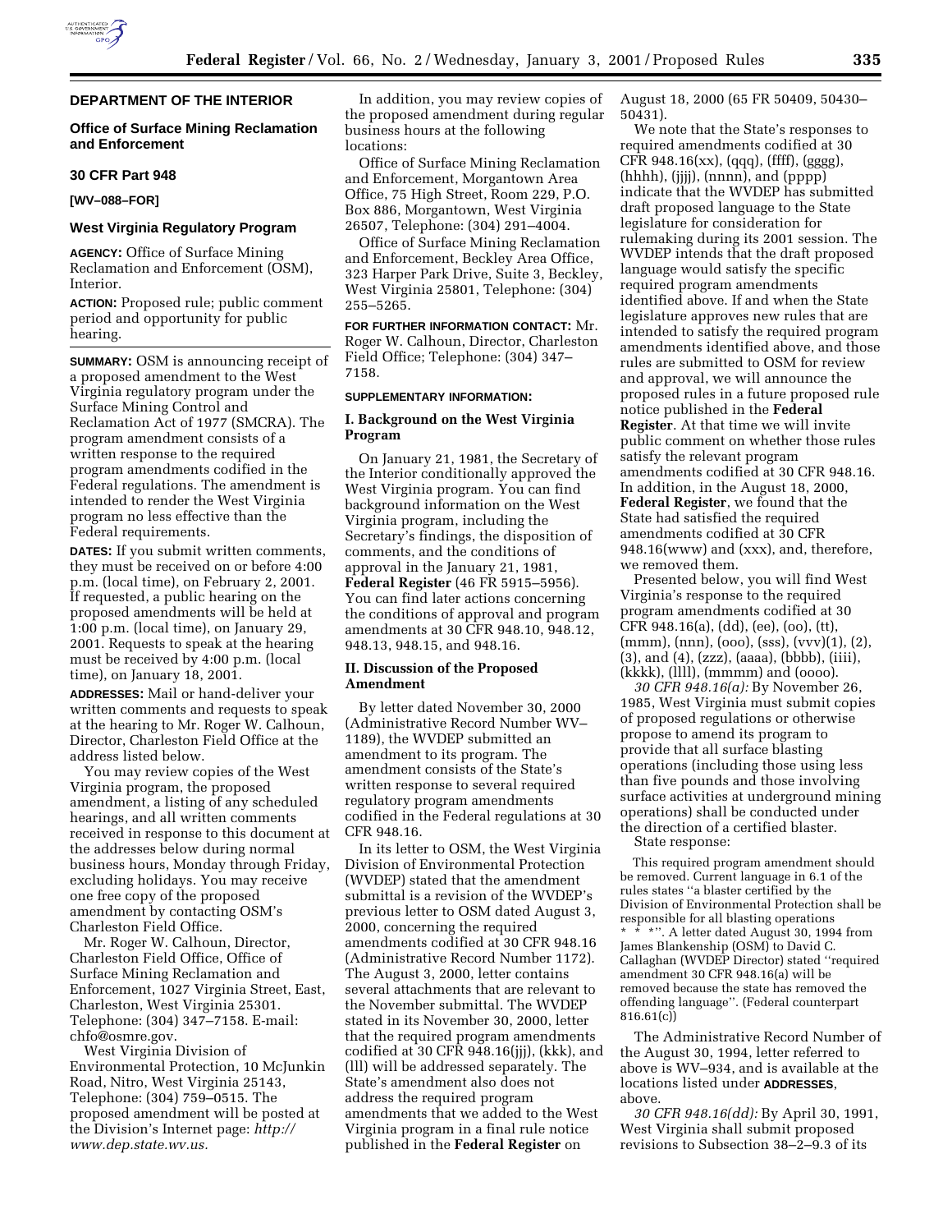## DEPARTMENT OF THE INTERIOR

### Office of Surface Mining Reclamation and Enforcement

### 30 CFR Part 948

**[WV–088–FOR]**

### West Virginia Regulatory Program

**AGENCY:** Office of Surface Mining Reclamation and Enforcement (OSM), Interior.

**ACTION:** Proposed rule; public comment period and opportunity for public hearing.

**SUMMARY:** OSM is announcing receipt of a proposed amendment to the West Virginia regulatory program under the Surface Mining Control and Reclamation Act of 1977 (SMCRA). The program amendment consists of a written response to the required program amendments codified in the Federal regulations. The amendment is intended to render the West Virginia program no less effective than the Federal requirements.

**DATES:** If you submit written comments, they must be received on or before 4:00 p.m. (local time), on February 2, 2001. If requested, a public hearing on the proposed amendments will be held at 1:00 p.m. (local time), on January 29, 2001. Requests to speak at the hearing must be received by 4:00 p.m. (local time), on January 18, 2001.

**ADDRESSES:** Mail or hand-deliver your written comments and requests to speak at the hearing to Mr. Roger W. Calhoun, Director, Charleston Field Office at the address listed below.

You may review copies of the West Virginia program, the proposed amendment, a listing of any scheduled hearings, and all written comments received in response to this document at the addresses below during normal business hours, Monday through Friday, excluding holidays. You may receive one free copy of the proposed amendment by contacting OSM's Charleston Field Office.

Mr. Roger W. Calhoun, Director, Charleston Field Office, Office of Surface Mining Reclamation and Enforcement, 1027 Virginia Street, East, Charleston, West Virginia 25301. Telephone: (304) 347–7158. E-mail: chfo@osmre.gov.

West Virginia Division of Environmental Protection, 10 McJunkin Road, Nitro, West Virginia 25143, Telephone: (304) 759–0515. The proposed amendment will be posted at the Division's Internet page: *http://www.dep.state.wv.us.*

In addition, you may review copies of the proposed amendment during regular business hours at the following locations:

Office of Surface Mining Reclamation and Enforcement, Morgantown Area Office, 75 High Street, Room 229, P.O. Box 886, Morgantown, West Virginia 26507, Telephone: (304) 291–4004.

Office of Surface Mining Reclamation and Enforcement, Beckley Area Office, 323 Harper Park Drive, Suite 3, Beckley, West Virginia 25801, Telephone: (304) 255–5265.

**FOR FURTHER INFORMATION CONTACT:** Mr. Roger W. Calhoun, Director, Charleston Field Office; Telephone: (304) 347–7158.

**SUPPLEMENTARY INFORMATION:**

### I. Background on the West Virginia Program

On January 21, 1981, the Secretary of the Interior conditionally approved the West Virginia program. You can find background information on the West Virginia program, including the Secretary's findings, the disposition of comments, and the conditions of approval in the January 21, 1981, **Federal Register** (46 FR 5915–5956). You can find later actions concerning the conditions of approval and program amendments at 30 CFR 948.10, 948.12, 948.13, 948.15, and 948.16.

### II. Discussion of the Proposed Amendment

By letter dated November 30, 2000 (Administrative Record Number WV–1189), the WVDEP submitted an amendment to its program. The amendment consists of the State's written response to several required regulatory program amendments codified in the Federal regulations at 30 CFR 948.16.

In its letter to OSM, the West Virginia Division of Environmental Protection (WVDEP) stated that the amendment submittal is a revision of the WVDEP's previous letter to OSM dated August 3, 2000, concerning the required amendments codified at 30 CFR 948.16 (Administrative Record Number 1172). The August 3, 2000, letter contains several attachments that are relevant to the November submittal. The WVDEP stated in its November 30, 2000, letter that the required program amendments codified at 30 CFR 948.16(jjj), (kkk), and (lll) will be addressed separately. The State's amendment also does not address the required program amendments that we added to the West Virginia program in a final rule notice published in the **Federal Register** on August 18, 2000 (65 FR 50409, 50430–50431).

We note that the State's responses to required amendments codified at 30 CFR 948.16(xx), (qqq), (ffff), (gggg), (hhhh), (jjjj), (nnnn), and (pppp) indicate that the WVDEP has submitted draft proposed language to the State legislature for consideration for rulemaking during its 2001 session. The WVDEP intends that the draft proposed language would satisfy the specific required program amendments identified above. If and when the State legislature approves new rules that are intended to satisfy the required program amendments identified above, and those rules are submitted to OSM for review and approval, we will announce the proposed rules in a future proposed rule notice published in the **Federal Register**. At that time we will invite public comment on whether those rules satisfy the relevant program amendments codified at 30 CFR 948.16. In addition, in the August 18, 2000, **Federal Register**, we found that the State had satisfied the required amendments codified at 30 CFR 948.16(www) and (xxx), and, therefore, we removed them.

Presented below, you will find West Virginia's response to the required program amendments codified at 30 CFR 948.16(a), (dd), (ee), (oo), (tt), (mmm), (nnn), (ooo), (sss), (vvv)(1), (2), (3), and (4), (zzz), (aaaa), (bbbb), (iiii), (kkkk), (llll), (mmmm) and (oooo).

*30 CFR 948.16(a):* By November 26, 1985, West Virginia must submit copies of proposed regulations or otherwise propose to amend its program to provide that all surface blasting operations (including those using less than five pounds and those involving surface activities at underground mining operations) shall be conducted under the direction of a certified blaster.

State response:

> This required program amendment should be removed. Current language in 6.1 of the rules states "a blaster certified by the Division of Environmental Protection shall be responsible for all blasting operations * * *". A letter dated August 30, 1994 from James Blankenship (OSM) to David C. Callaghan (WVDEP Director) stated "required amendment 30 CFR 948.16(a) will be removed because the state has removed the offending language". (Federal counterpart 816.61(c))

The Administrative Record Number of the August 30, 1994, letter referred to above is WV–934, and is available at the locations listed under **ADDRESSES**, above.

*30 CFR 948.16(dd):* By April 30, 1991, West Virginia shall submit proposed revisions to Subsection 38–2–9.3 of its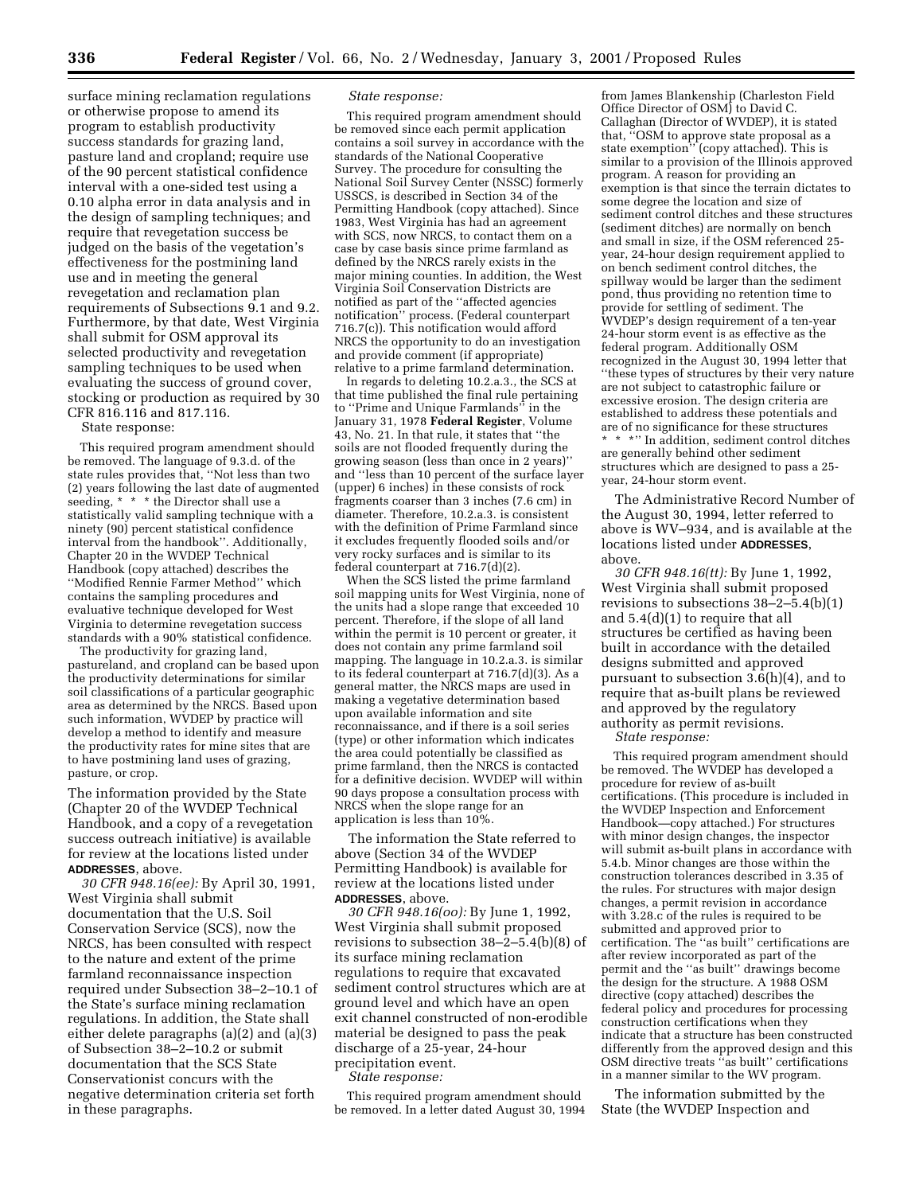surface mining reclamation regulations or otherwise propose to amend its program to establish productivity success standards for grazing land, pasture land and cropland; require use of the 90 percent statistical confidence interval with a one-sided test using a 0.10 alpha error in data analysis and in the design of sampling techniques; and require that revegetation success be judged on the basis of the vegetation's effectiveness for the postmining land use and in meeting the general revegetation and reclamation plan requirements of Subsections 9.1 and 9.2. Furthermore, by that date, West Virginia shall submit for OSM approval its selected productivity and revegetation sampling techniques to be used when evaluating the success of ground cover, stocking or production as required by 30 CFR 816.116 and 817.116.

State response:

This required program amendment should be removed. The language of 9.3.d. of the state rules provides that, ''Not less than two (2) years following the last date of augmented seeding, * * * the Director shall use a statistically valid sampling technique with a ninety (90) percent statistical confidence interval from the handbook''. Additionally, Chapter 20 in the WVDEP Technical Handbook (copy attached) describes the ''Modified Rennie Farmer Method'' which contains the sampling procedures and evaluative technique developed for West Virginia to determine revegetation success standards with a 90% statistical confidence.

The productivity for grazing land, pastureland, and cropland can be based upon the productivity determinations for similar soil classifications of a particular geographic area as determined by the NRCS. Based upon such information, WVDEP by practice will develop a method to identify and measure the productivity rates for mine sites that are to have postmining land uses of grazing, pasture, or crop.

The information provided by the State (Chapter 20 of the WVDEP Technical Handbook, and a copy of a revegetation success outreach initiative) is available for review at the locations listed under **ADDRESSES**, above.

*30 CFR 948.16(ee):* By April 30, 1991, West Virginia shall submit documentation that the U.S. Soil Conservation Service (SCS), now the NRCS, has been consulted with respect to the nature and extent of the prime farmland reconnaissance inspection required under Subsection 38–2–10.1 of the State's surface mining reclamation regulations. In addition, the State shall either delete paragraphs (a)(2) and (a)(3) of Subsection 38–2–10.2 or submit documentation that the SCS State Conservationist concurs with the negative determination criteria set forth in these paragraphs.

*State response:*

This required program amendment should be removed since each permit application contains a soil survey in accordance with the standards of the National Cooperative Survey. The procedure for consulting the National Soil Survey Center (NSSC) formerly USSCS, is described in Section 34 of the Permitting Handbook (copy attached). Since 1983, West Virginia has had an agreement with SCS, now NRCS, to contact them on a case by case basis since prime farmland as defined by the NRCS rarely exists in the major mining counties. In addition, the West Virginia Soil Conservation Districts are notified as part of the ''affected agencies notification'' process. (Federal counterpart 716.7(c)). This notification would afford NRCS the opportunity to do an investigation and provide comment (if appropriate) relative to a prime farmland determination.

In regards to deleting 10.2.a.3., the SCS at that time published the final rule pertaining to ''Prime and Unique Farmlands'' in the January 31, 1978 **Federal Register**, Volume 43, No. 21. In that rule, it states that ''the soils are not flooded frequently during the growing season (less than once in 2 years)'' and ''less than 10 percent of the surface layer (upper) 6 inches) in these consists of rock fragments coarser than 3 inches (7.6 cm) in diameter. Therefore, 10.2.a.3. is consistent with the definition of Prime Farmland since it excludes frequently flooded soils and/or very rocky surfaces and is similar to its federal counterpart at 716.7(d)(2).

When the SCS listed the prime farmland soil mapping units for West Virginia, none of the units had a slope range that exceeded 10 percent. Therefore, if the slope of all land within the permit is 10 percent or greater, it does not contain any prime farmland soil mapping. The language in 10.2.a.3. is similar to its federal counterpart at 716.7(d)(3). As a general matter, the NRCS maps are used in making a vegetative determination based upon available information and site reconnaissance, and if there is a soil series (type) or other information which indicates the area could potentially be classified as prime farmland, then the NRCS is contacted for a definitive decision. WVDEP will within 90 days propose a consultation process with NRCS when the slope range for an application is less than 10%.

The information the State referred to above (Section 34 of the WVDEP Permitting Handbook) is available for review at the locations listed under **ADDRESSES**, above.

*30 CFR 948.16(oo):* By June 1, 1992, West Virginia shall submit proposed revisions to subsection 38–2–5.4(b)(8) of its surface mining reclamation regulations to require that excavated sediment control structures which are at ground level and which have an open exit channel constructed of non-erodible material be designed to pass the peak discharge of a 25-year, 24-hour precipitation event.

*State response:*

This required program amendment should be removed. In a letter dated August 30, 1994 from James Blankenship (Charleston Field Office Director of OSM) to David C. Callaghan (Director of WVDEP), it is stated that, ''OSM to approve state proposal as a state exemption'' (copy attached). This is similar to a provision of the Illinois approved program. A reason for providing an exemption is that since the terrain dictates to some degree the location and size of sediment control ditches and these structures (sediment ditches) are normally on bench and small in size, if the OSM referenced 25-year, 24-hour design requirement applied to on bench sediment control ditches, the spillway would be larger than the sediment pond, thus providing no retention time to provide for settling of sediment. The WVDEP's design requirement of a ten-year 24-hour storm event is as effective as the federal program. Additionally OSM recognized in the August 30, 1994 letter that ''these types of structures by their very nature are not subject to catastrophic failure or excessive erosion. The design criteria are established to address these potentials and are of no significance for these structures * * *'' In addition, sediment control ditches are generally behind other sediment structures which are designed to pass a 25-year, 24-hour storm event.

The Administrative Record Number of the August 30, 1994, letter referred to above is WV–934, and is available at the locations listed under **ADDRESSES**, above.

*30 CFR 948.16(tt):* By June 1, 1992, West Virginia shall submit proposed revisions to subsections 38–2–5.4(b)(1) and 5.4(d)(1) to require that all structures be certified as having been built in accordance with the detailed designs submitted and approved pursuant to subsection 3.6(h)(4), and to require that as-built plans be reviewed and approved by the regulatory authority as permit revisions.

*State response:*

This required program amendment should be removed. The WVDEP has developed a procedure for review of as-built certifications. (This procedure is included in the WVDEP Inspection and Enforcement Handbook—copy attached.) For structures with minor design changes, the inspector will submit as-built plans in accordance with 5.4.b. Minor changes are those within the construction tolerances described in 3.35 of the rules. For structures with major design changes, a permit revision in accordance with 3.28.c of the rules is required to be submitted and approved prior to certification. The ''as built'' certifications are after review incorporated as part of the permit and the ''as built'' drawings become the design for the structure. A 1988 OSM directive (copy attached) describes the federal policy and procedures for processing construction certifications when they indicate that a structure has been constructed differently from the approved design and this OSM directive treats ''as built'' certifications in a manner similar to the WV program.

The information submitted by the State (the WVDEP Inspection and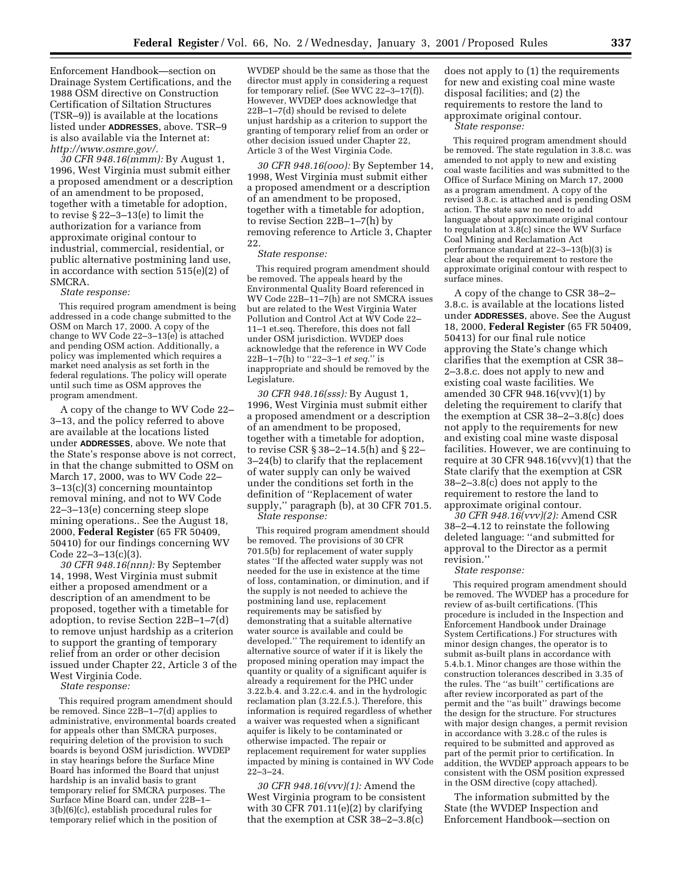Enforcement Handbook—section on Drainage System Certifications, and the 1988 OSM directive on Construction Certification of Siltation Structures (TSR–9)) is available at the locations listed under **ADDRESSES**, above. TSR–9 is also available via the Internet at: *http://www.osmre.gov/.*

*30 CFR 948.16(mmm):* By August 1, 1996, West Virginia must submit either a proposed amendment or a description of an amendment to be proposed, together with a timetable for adoption, to revise § 22–3–13(e) to limit the authorization for a variance from approximate original contour to industrial, commercial, residential, or public alternative postmining land use, in accordance with section 515(e)(2) of SMCRA.

*State response:*

This required program amendment is being addressed in a code change submitted to the OSM on March 17, 2000. A copy of the change to WV Code 22–3–13(e) is attached and pending OSM action. Additionally, a policy was implemented which requires a market need analysis as set forth in the federal regulations. The policy will operate until such time as OSM approves the program amendment.

A copy of the change to WV Code 22–3–13, and the policy referred to above are available at the locations listed under **ADDRESSES**, above. We note that the State's response above is not correct, in that the change submitted to OSM on March 17, 2000, was to WV Code 22–3–13(c)(3) concerning mountaintop removal mining, and not to WV Code 22–3–13(e) concerning steep slope mining operations.. See the August 18, 2000, **Federal Register** (65 FR 50409, 50410) for our findings concerning WV Code 22–3–13(c)(3).

*30 CFR 948.16(nnn):* By September 14, 1998, West Virginia must submit either a proposed amendment or a description of an amendment to be proposed, together with a timetable for adoption, to revise Section 22B–1–7(d) to remove unjust hardship as a criterion to support the granting of temporary relief from an order or other decision issued under Chapter 22, Article 3 of the West Virginia Code.

*State response:*

This required program amendment should be removed. Since 22B–1–7(d) applies to administrative, environmental boards created for appeals other than SMCRA purposes, requiring deletion of the provision to such boards is beyond OSM jurisdiction. WVDEP in stay hearings before the Surface Mine Board has informed the Board that unjust hardship is an invalid basis to grant temporary relief for SMCRA purposes. The Surface Mine Board can, under 22B–1–3(b)(6)(c), establish procedural rules for temporary relief which in the position of WVDEP should be the same as those that the director must apply in considering a request for temporary relief. (See WVC 22–3–17(f)). However, WVDEP does acknowledge that 22B–1–7(d) should be revised to delete unjust hardship as a criterion to support the granting of temporary relief from an order or other decision issued under Chapter 22, Article 3 of the West Virginia Code.

*30 CFR 948.16(ooo):* By September 14, 1998, West Virginia must submit either a proposed amendment or a description of an amendment to be proposed, together with a timetable for adoption, to revise Section 22B–1–7(h) by removing reference to Article 3, Chapter 22.

*State response:*

This required program amendment should be removed. The appeals heard by the Environmental Quality Board referenced in WV Code 22B–11–7(h) are not SMCRA issues but are related to the West Virginia Water Pollution and Control Act at WV Code 22–11–1 et.seq. Therefore, this does not fall under OSM jurisdiction. WVDEP does acknowledge that the reference in WV Code 22B–1–7(h) to ''22–3–1 *et seq.*'' is inappropriate and should be removed by the Legislature.

*30 CFR 948.16(sss):* By August 1, 1996, West Virginia must submit either a proposed amendment or a description of an amendment to be proposed, together with a timetable for adoption, to revise CSR § 38–2–14.5(h) and § 22–3–24(b) to clarify that the replacement of water supply can only be waived under the conditions set forth in the definition of ''Replacement of water supply,'' paragraph (b), at 30 CFR 701.5.

*State response:*

This required program amendment should be removed. The provisions of 30 CFR 701.5(b) for replacement of water supply states ''If the affected water supply was not needed for the use in existence at the time of loss, contamination, or diminution, and if the supply is not needed to achieve the postmining land use, replacement requirements may be satisfied by demonstrating that a suitable alternative water source is available and could be developed.'' The requirement to identify an alternative source of water if it is likely the proposed mining operation may impact the quantity or quality of a significant aquifer is already a requirement for the PHC under 3.22.b.4. and 3.22.c.4. and in the hydrologic reclamation plan (3.22.f.5.). Therefore, this information is required regardless of whether a waiver was requested when a significant aquifer is likely to be contaminated or otherwise impacted. The repair or replacement requirement for water supplies impacted by mining is contained in WV Code 22–3–24.

*30 CFR 948.16(vvv)(1):* Amend the West Virginia program to be consistent with 30 CFR 701.11(e)(2) by clarifying that the exemption at CSR 38–2–3.8(c) does not apply to (1) the requirements for new and existing coal mine waste disposal facilities; and (2) the requirements to restore the land to approximate original contour.

*State response:*

This required program amendment should be removed. The state regulation in 3.8.c. was amended to not apply to new and existing coal waste facilities and was submitted to the Office of Surface Mining on March 17, 2000 as a program amendment. A copy of the revised 3.8.c. is attached and is pending OSM action. The state saw no need to add language about approximate original contour to regulation at 3.8(c) since the WV Surface Coal Mining and Reclamation Act performance standard at 22–3–13(b)(3) is clear about the requirement to restore the approximate original contour with respect to surface mines.

A copy of the change to CSR 38–2–3.8.c. is available at the locations listed under **ADDRESSES**, above. See the August 18, 2000, **Federal Register** (65 FR 50409, 50413) for our final rule notice approving the State's change which clarifies that the exemption at CSR 38–2–3.8.c. does not apply to new and existing coal waste facilities. We amended 30 CFR 948.16(vvv)(1) by deleting the requirement to clarify that the exemption at CSR 38–2–3.8(c) does not apply to the requirements for new and existing coal mine waste disposal facilities. However, we are continuing to require at 30 CFR 948.16(vvv)(1) that the State clarify that the exemption at CSR 38–2–3.8(c) does not apply to the requirement to restore the land to approximate original contour.

*30 CFR 948.16(vvv)(2):* Amend CSR 38–2–4.12 to reinstate the following deleted language: ''and submitted for approval to the Director as a permit revision.''

*State response:*

This required program amendment should be removed. The WVDEP has a procedure for review of as-built certifications. (This procedure is included in the Inspection and Enforcement Handbook under Drainage System Certifications.) For structures with minor design changes, the operator is to submit as-built plans in accordance with 5.4.b.1. Minor changes are those within the construction tolerances described in 3.35 of the rules. The ''as built'' certifications are after review incorporated as part of the permit and the ''as built'' drawings become the design for the structure. For structures with major design changes, a permit revision in accordance with 3.28.c of the rules is required to be submitted and approved as part of the permit prior to certification. In addition, the WVDEP approach appears to be consistent with the OSM position expressed in the OSM directive (copy attached).

The information submitted by the State (the WVDEP Inspection and Enforcement Handbook—section on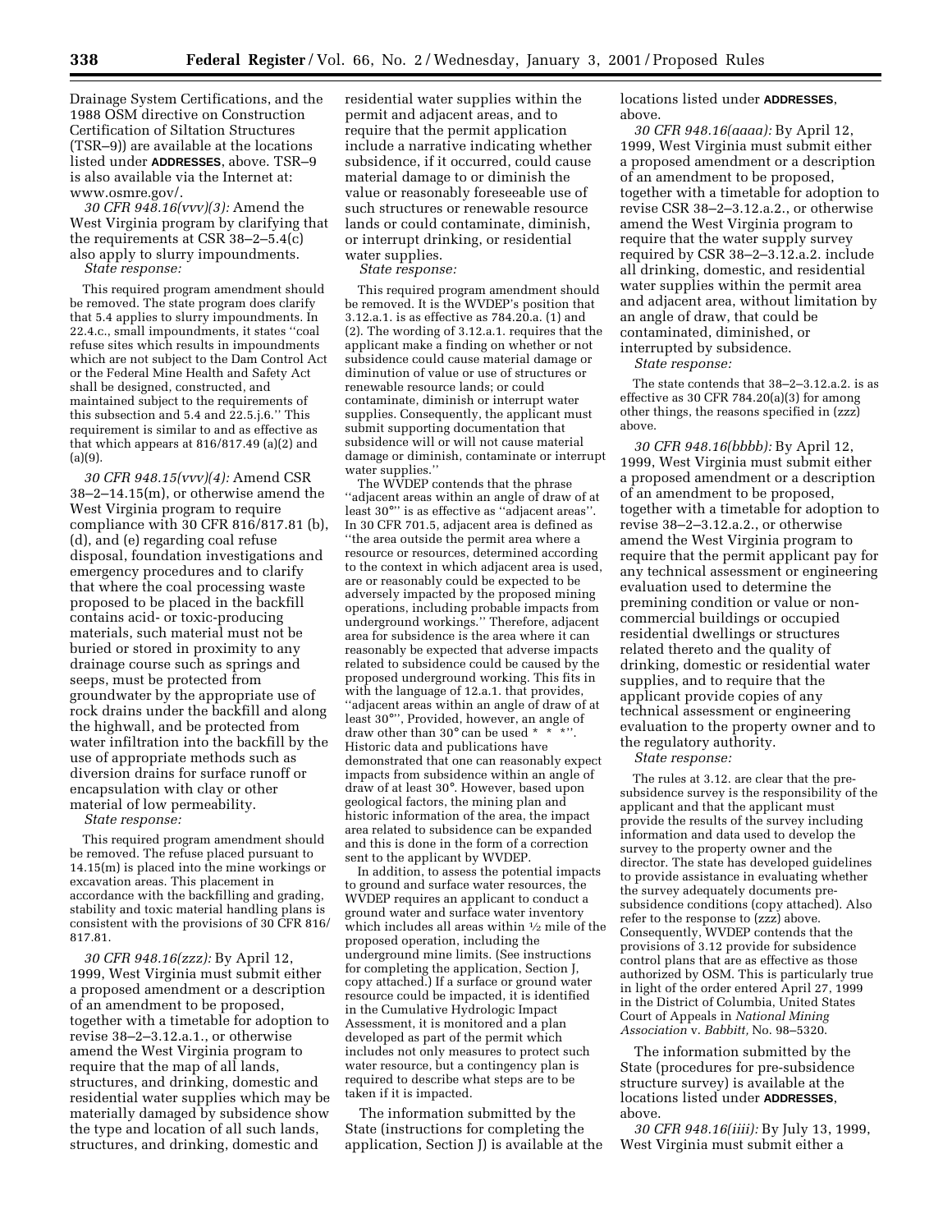Drainage System Certifications, and the 1988 OSM directive on Construction Certification of Siltation Structures (TSR–9)) are available at the locations listed under **ADDRESSES**, above. TSR–9 is also available via the Internet at: www.osmre.gov/.

*30 CFR 948.16(vvv)(3):* Amend the West Virginia program by clarifying that the requirements at CSR 38–2–5.4(c) also apply to slurry impoundments.

*State response:*

This required program amendment should be removed. The state program does clarify that 5.4 applies to slurry impoundments. In 22.4.c., small impoundments, it states ''coal refuse sites which results in impoundments which are not subject to the Dam Control Act or the Federal Mine Health and Safety Act shall be designed, constructed, and maintained subject to the requirements of this subsection and 5.4 and 22.5.j.6.'' This requirement is similar to and as effective as that which appears at 816/817.49 (a)(2) and (a)(9).

*30 CFR 948.15(vvv)(4):* Amend CSR 38–2–14.15(m), or otherwise amend the West Virginia program to require compliance with 30 CFR 816/817.81 (b), (d), and (e) regarding coal refuse disposal, foundation investigations and emergency procedures and to clarify that where the coal processing waste proposed to be placed in the backfill contains acid- or toxic-producing materials, such material must not be buried or stored in proximity to any drainage course such as springs and seeps, must be protected from groundwater by the appropriate use of rock drains under the backfill and along the highwall, and be protected from water infiltration into the backfill by the use of appropriate methods such as diversion drains for surface runoff or encapsulation with clay or other material of low permeability.

*State response:*

This required program amendment should be removed. The refuse placed pursuant to 14.15(m) is placed into the mine workings or excavation areas. This placement in accordance with the backfilling and grading, stability and toxic material handling plans is consistent with the provisions of 30 CFR 816/817.81.

*30 CFR 948.16(zzz):* By April 12, 1999, West Virginia must submit either a proposed amendment or a description of an amendment to be proposed, together with a timetable for adoption to revise 38–2–3.12.a.1., or otherwise amend the West Virginia program to require that the map of all lands, structures, and drinking, domestic and residential water supplies which may be materially damaged by subsidence show the type and location of all such lands, structures, and drinking, domestic and residential water supplies within the permit and adjacent areas, and to require that the permit application include a narrative indicating whether subsidence, if it occurred, could cause material damage to or diminish the value or reasonably foreseeable use of such structures or renewable resource lands or could contaminate, diminish, or interrupt drinking, or residential water supplies.

*State response:*

This required program amendment should be removed. It is the WVDEP's position that 3.12.a.1. is as effective as 784.20.a. (1) and (2). The wording of 3.12.a.1. requires that the applicant make a finding on whether or not subsidence could cause material damage or diminution of value or use of structures or renewable resource lands; or could contaminate, diminish or interrupt water supplies. Consequently, the applicant must submit supporting documentation that subsidence will or will not cause material damage or diminish, contaminate or interrupt water supplies.''

The WVDEP contends that the phrase ''adjacent areas within an angle of draw of at least 30°'' is as effective as ''adjacent areas''. In 30 CFR 701.5, adjacent area is defined as ''the area outside the permit area where a resource or resources, determined according to the context in which adjacent area is used, are or reasonably could be expected to be adversely impacted by the proposed mining operations, including probable impacts from underground workings.'' Therefore, adjacent area for subsidence is the area where it can reasonably be expected that adverse impacts related to subsidence could be caused by the proposed underground working. This fits in with the language of 12.a.1. that provides, ''adjacent areas within an angle of draw of at least 30°'', Provided, however, an angle of draw other than 30° can be used * * *''. Historic data and publications have demonstrated that one can reasonably expect impacts from subsidence within an angle of draw of at least 30°. However, based upon geological factors, the mining plan and historic information of the area, the impact area related to subsidence can be expanded and this is done in the form of a correction sent to the applicant by WVDEP.

In addition, to assess the potential impacts to ground and surface water resources, the WVDEP requires an applicant to conduct a ground water and surface water inventory which includes all areas within ½ mile of the proposed operation, including the underground mine limits. (See instructions for completing the application, Section J, copy attached.) If a surface or ground water resource could be impacted, it is identified in the Cumulative Hydrologic Impact Assessment, it is monitored and a plan developed as part of the permit which includes not only measures to protect such water resource, but a contingency plan is required to describe what steps are to be taken if it is impacted.

The information submitted by the State (instructions for completing the application, Section J) is available at the locations listed under **ADDRESSES**, above.

*30 CFR 948.16(aaaa):* By April 12, 1999, West Virginia must submit either a proposed amendment or a description of an amendment to be proposed, together with a timetable for adoption to revise CSR 38–2–3.12.a.2., or otherwise amend the West Virginia program to require that the water supply survey required by CSR 38–2–3.12.a.2. include all drinking, domestic, and residential water supplies within the permit area and adjacent area, without limitation by an angle of draw, that could be contaminated, diminished, or interrupted by subsidence.

*State response:*

The state contends that 38–2–3.12.a.2. is as effective as 30 CFR 784.20(a)(3) for among other things, the reasons specified in (zzz) above.

*30 CFR 948.16(bbbb):* By April 12, 1999, West Virginia must submit either a proposed amendment or a description of an amendment to be proposed, together with a timetable for adoption to revise 38–2–3.12.a.2., or otherwise amend the West Virginia program to require that the permit applicant pay for any technical assessment or engineering evaluation used to determine the premining condition or value or non-commercial buildings or occupied residential dwellings or structures related thereto and the quality of drinking, domestic or residential water supplies, and to require that the applicant provide copies of any technical assessment or engineering evaluation to the property owner and to the regulatory authority.

*State response:*

The rules at 3.12. are clear that the pre-subsidence survey is the responsibility of the applicant and that the applicant must provide the results of the survey including information and data used to develop the survey to the property owner and the director. The state has developed guidelines to provide assistance in evaluating whether the survey adequately documents pre-subsidence conditions (copy attached). Also refer to the response to (zzz) above. Consequently, WVDEP contends that the provisions of 3.12 provide for subsidence control plans that are as effective as those authorized by OSM. This is particularly true in light of the order entered April 27, 1999 in the District of Columbia, United States Court of Appeals in *National Mining Association* v. *Babbitt,* No. 98–5320.

The information submitted by the State (procedures for pre-subsidence structure survey) is available at the locations listed under **ADDRESSES**, above.

*30 CFR 948.16(iiii):* By July 13, 1999, West Virginia must submit either a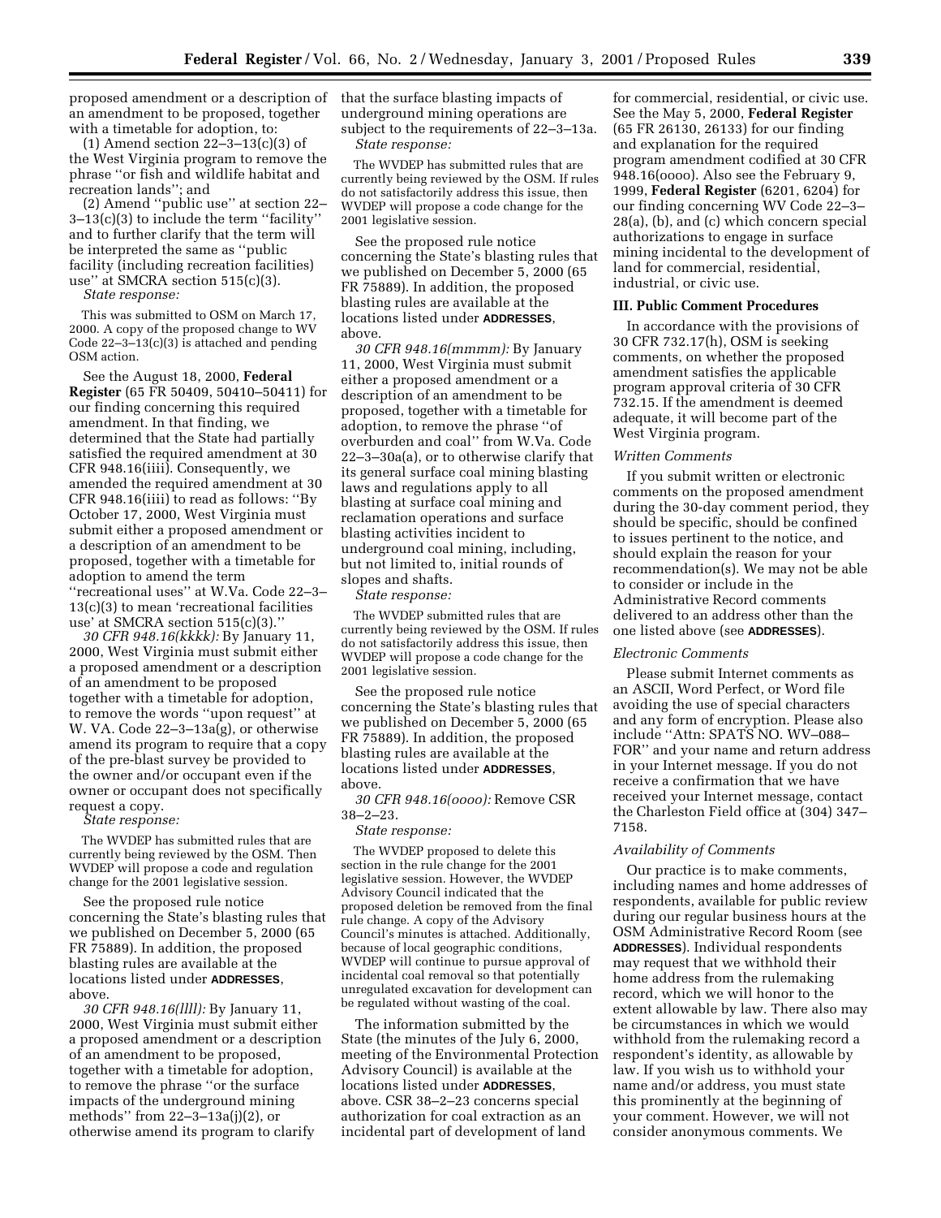proposed amendment or a description of an amendment to be proposed, together with a timetable for adoption, to:

(1) Amend section 22–3–13(c)(3) of the West Virginia program to remove the phrase ''or fish and wildlife habitat and recreation lands''; and

(2) Amend ''public use'' at section 22–3–13(c)(3) to include the term ''facility'' and to further clarify that the term will be interpreted the same as ''public facility (including recreation facilities) use'' at SMCRA section 515(c)(3).

*State response:*

This was submitted to OSM on March 17, 2000. A copy of the proposed change to WV Code 22–3–13(c)(3) is attached and pending OSM action.

See the August 18, 2000, **Federal Register** (65 FR 50409, 50410–50411) for our finding concerning this required amendment. In that finding, we determined that the State had partially satisfied the required amendment at 30 CFR 948.16(iiii). Consequently, we amended the required amendment at 30 CFR 948.16(iiii) to read as follows: ''By October 17, 2000, West Virginia must submit either a proposed amendment or a description of an amendment to be proposed, together with a timetable for adoption to amend the term ''recreational uses'' at W.Va. Code 22–3–13(c)(3) to mean 'recreational facilities use' at SMCRA section 515(c)(3).''

*30 CFR 948.16(kkkk):* By January 11, 2000, West Virginia must submit either a proposed amendment or a description of an amendment to be proposed together with a timetable for adoption, to remove the words ''upon request'' at W. VA. Code 22–3–13a(g), or otherwise amend its program to require that a copy of the pre-blast survey be provided to the owner and/or occupant even if the owner or occupant does not specifically request a copy.

*State response:*

The WVDEP has submitted rules that are currently being reviewed by the OSM. Then WVDEP will propose a code and regulation change for the 2001 legislative session.

See the proposed rule notice concerning the State's blasting rules that we published on December 5, 2000 (65 FR 75889). In addition, the proposed blasting rules are available at the locations listed under **ADDRESSES**, above.

*30 CFR 948.16(llll):* By January 11, 2000, West Virginia must submit either a proposed amendment or a description of an amendment to be proposed, together with a timetable for adoption, to remove the phrase ''or the surface impacts of the underground mining methods'' from 22–3–13a(j)(2), or otherwise amend its program to clarify that the surface blasting impacts of underground mining operations are subject to the requirements of 22–3–13a.

*State response:*

The WVDEP has submitted rules that are currently being reviewed by the OSM. If rules do not satisfactorily address this issue, then WVDEP will propose a code change for the 2001 legislative session.

See the proposed rule notice concerning the State's blasting rules that we published on December 5, 2000 (65 FR 75889). In addition, the proposed blasting rules are available at the locations listed under **ADDRESSES**, above.

*30 CFR 948.16(mmmm):* By January 11, 2000, West Virginia must submit either a proposed amendment or a description of an amendment to be proposed, together with a timetable for adoption, to remove the phrase ''of overburden and coal'' from W.Va. Code 22–3–30a(a), or to otherwise clarify that its general surface coal mining blasting laws and regulations apply to all blasting at surface coal mining and reclamation operations and surface blasting activities incident to underground coal mining, including, but not limited to, initial rounds of slopes and shafts.

*State response:*

The WVDEP submitted rules that are currently being reviewed by the OSM. If rules do not satisfactorily address this issue, then WVDEP will propose a code change for the 2001 legislative session.

See the proposed rule notice concerning the State's blasting rules that we published on December 5, 2000 (65 FR 75889). In addition, the proposed blasting rules are available at the locations listed under **ADDRESSES**, above.

*30 CFR 948.16(oooo):* Remove CSR 38–2–23.

*State response:*

The WVDEP proposed to delete this section in the rule change for the 2001 legislative session. However, the WVDEP Advisory Council indicated that the proposed deletion be removed from the final rule change. A copy of the Advisory Council's minutes is attached. Additionally, because of local geographic conditions, WVDEP will continue to pursue approval of incidental coal removal so that potentially unregulated excavation for development can be regulated without wasting of the coal.

The information submitted by the State (the minutes of the July 6, 2000, meeting of the Environmental Protection Advisory Council) is available at the locations listed under **ADDRESSES**, above. CSR 38–2–23 concerns special authorization for coal extraction as an incidental part of development of land for commercial, residential, or civic use. See the May 5, 2000, **Federal Register** (65 FR 26130, 26133) for our finding and explanation for the required program amendment codified at 30 CFR 948.16(oooo). Also see the February 9, 1999, **Federal Register** (6201, 6204) for our finding concerning WV Code 22–3–28(a), (b), and (c) which concern special authorizations to engage in surface mining incidental to the development of land for commercial, residential, industrial, or civic use.

## III. Public Comment Procedures

In accordance with the provisions of 30 CFR 732.17(h), OSM is seeking comments, on whether the proposed amendment satisfies the applicable program approval criteria of 30 CFR 732.15. If the amendment is deemed adequate, it will become part of the West Virginia program.

### *Written Comments*

If you submit written or electronic comments on the proposed amendment during the 30-day comment period, they should be specific, should be confined to issues pertinent to the notice, and should explain the reason for your recommendation(s). We may not be able to consider or include in the Administrative Record comments delivered to an address other than the one listed above (see **ADDRESSES**).

### *Electronic Comments*

Please submit Internet comments as an ASCII, Word Perfect, or Word file avoiding the use of special characters and any form of encryption. Please also include ''Attn: SPATS NO. WV–088–FOR'' and your name and return address in your Internet message. If you do not receive a confirmation that we have received your Internet message, contact the Charleston Field office at (304) 347–7158.

### *Availability of Comments*

Our practice is to make comments, including names and home addresses of respondents, available for public review during our regular business hours at the OSM Administrative Record Room (see **ADDRESSES**). Individual respondents may request that we withhold their home address from the rulemaking record, which we will honor to the extent allowable by law. There also may be circumstances in which we would withhold from the rulemaking record a respondent's identity, as allowable by law. If you wish us to withhold your name and/or address, you must state this prominently at the beginning of your comment. However, we will not consider anonymous comments. We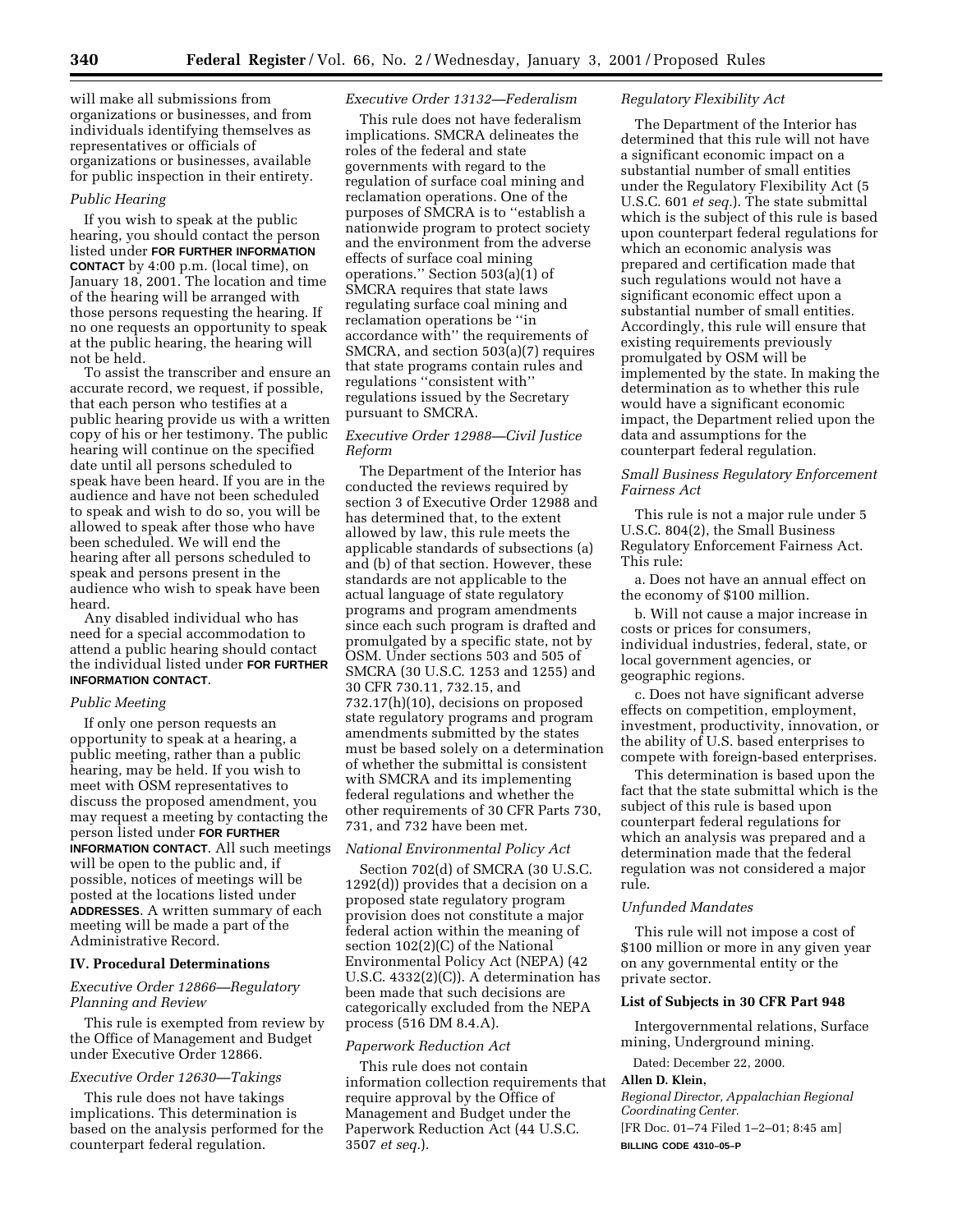will make all submissions from organizations or businesses, and from individuals identifying themselves as representatives or officials of organizations or businesses, available for public inspection in their entirety.

*Public Hearing*

If you wish to speak at the public hearing, you should contact the person listed under **FOR FURTHER INFORMATION CONTACT** by 4:00 p.m. (local time), on January 18, 2001. The location and time of the hearing will be arranged with those persons requesting the hearing. If no one requests an opportunity to speak at the public hearing, the hearing will not be held.

To assist the transcriber and ensure an accurate record, we request, if possible, that each person who testifies at a public hearing provide us with a written copy of his or her testimony. The public hearing will continue on the specified date until all persons scheduled to speak have been heard. If you are in the audience and have not been scheduled to speak and wish to do so, you will be allowed to speak after those who have been scheduled. We will end the hearing after all persons scheduled to speak and persons present in the audience who wish to speak have been heard.

Any disabled individual who has need for a special accommodation to attend a public hearing should contact the individual listed under **FOR FURTHER INFORMATION CONTACT**.

*Public Meeting*

If only one person requests an opportunity to speak at a hearing, a public meeting, rather than a public hearing, may be held. If you wish to meet with OSM representatives to discuss the proposed amendment, you may request a meeting by contacting the person listed under **FOR FURTHER INFORMATION CONTACT**. All such meetings will be open to the public and, if possible, notices of meetings will be posted at the locations listed under **ADDRESSES**. A written summary of each meeting will be made a part of the Administrative Record.

## IV. Procedural Determinations

*Executive Order 12866—Regulatory Planning and Review*

This rule is exempted from review by the Office of Management and Budget under Executive Order 12866.

*Executive Order 12630—Takings*

This rule does not have takings implications. This determination is based on the analysis performed for the counterpart federal regulation.

*Executive Order 13132—Federalism*

This rule does not have federalism implications. SMCRA delineates the roles of the federal and state governments with regard to the regulation of surface coal mining and reclamation operations. One of the purposes of SMCRA is to ''establish a nationwide program to protect society and the environment from the adverse effects of surface coal mining operations.'' Section 503(a)(1) of SMCRA requires that state laws regulating surface coal mining and reclamation operations be ''in accordance with'' the requirements of SMCRA, and section 503(a)(7) requires that state programs contain rules and regulations ''consistent with'' regulations issued by the Secretary pursuant to SMCRA.

*Executive Order 12988—Civil Justice Reform*

The Department of the Interior has conducted the reviews required by section 3 of Executive Order 12988 and has determined that, to the extent allowed by law, this rule meets the applicable standards of subsections (a) and (b) of that section. However, these standards are not applicable to the actual language of state regulatory programs and program amendments since each such program is drafted and promulgated by a specific state, not by OSM. Under sections 503 and 505 of SMCRA (30 U.S.C. 1253 and 1255) and 30 CFR 730.11, 732.15, and 732.17(h)(10), decisions on proposed state regulatory programs and program amendments submitted by the states must be based solely on a determination of whether the submittal is consistent with SMCRA and its implementing federal regulations and whether the other requirements of 30 CFR Parts 730, 731, and 732 have been met.

*National Environmental Policy Act*

Section 702(d) of SMCRA (30 U.S.C. 1292(d)) provides that a decision on a proposed state regulatory program provision does not constitute a major federal action within the meaning of section 102(2)(C) of the National Environmental Policy Act (NEPA) (42 U.S.C. 4332(2)(C)). A determination has been made that such decisions are categorically excluded from the NEPA process (516 DM 8.4.A).

*Paperwork Reduction Act*

This rule does not contain information collection requirements that require approval by the Office of Management and Budget under the Paperwork Reduction Act (44 U.S.C. 3507 *et seq.*).

*Regulatory Flexibility Act*

The Department of the Interior has determined that this rule will not have a significant economic impact on a substantial number of small entities under the Regulatory Flexibility Act (5 U.S.C. 601 *et seq.*). The state submittal which is the subject of this rule is based upon counterpart federal regulations for which an economic analysis was prepared and certification made that such regulations would not have a significant economic effect upon a substantial number of small entities. Accordingly, this rule will ensure that existing requirements previously promulgated by OSM will be implemented by the state. In making the determination as to whether this rule would have a significant economic impact, the Department relied upon the data and assumptions for the counterpart federal regulation.

*Small Business Regulatory Enforcement Fairness Act*

This rule is not a major rule under 5 U.S.C. 804(2), the Small Business Regulatory Enforcement Fairness Act. This rule:

a. Does not have an annual effect on the economy of $100 million.

b. Will not cause a major increase in costs or prices for consumers, individual industries, federal, state, or local government agencies, or geographic regions.

c. Does not have significant adverse effects on competition, employment, investment, productivity, innovation, or the ability of U.S. based enterprises to compete with foreign-based enterprises.

This determination is based upon the fact that the state submittal which is the subject of this rule is based upon counterpart federal regulations for which an analysis was prepared and a determination made that the federal regulation was not considered a major rule.

*Unfunded Mandates*

This rule will not impose a cost of $100 million or more in any given year on any governmental entity or the private sector.

**List of Subjects in 30 CFR Part 948**

Intergovernmental relations, Surface mining, Underground mining.

Dated: December 22, 2000.

**Allen D. Klein,**

*Regional Director, Appalachian Regional Coordinating Center.*

[FR Doc. 01–74 Filed 1–2–01; 8:45 am]

**BILLING CODE 4310–05–P**